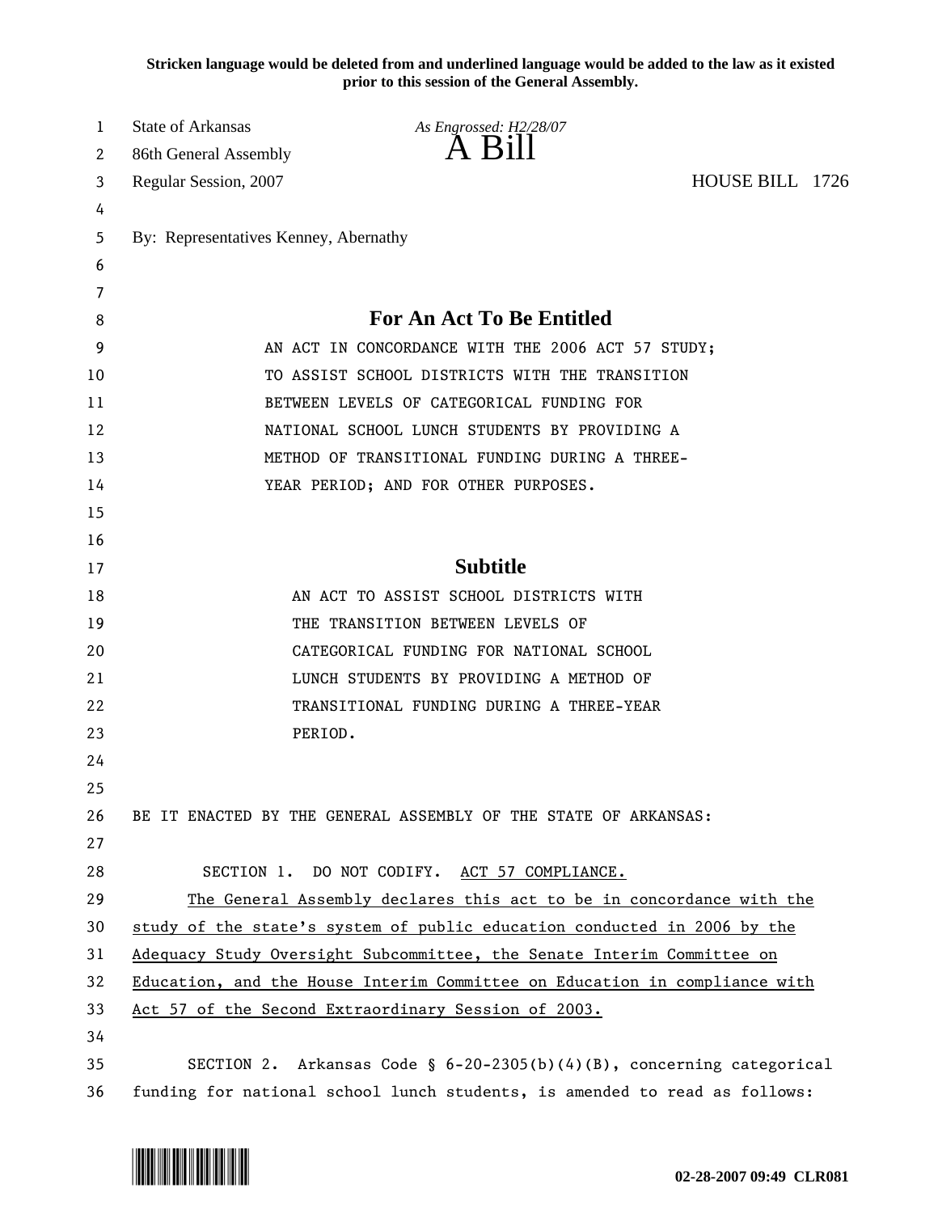**Stricken language would be deleted from and underlined language would be added to the law as it existed prior to this session of the General Assembly.**

State of Arkansas *As Engrossed: H2/28/07*
86th General Assembly **A Bill**
Regular Session, 2007 HOUSE BILL 1726

By: Representatives Kenney, Abernathy

## For An Act To Be Entitled

AN ACT IN CONCORDANCE WITH THE 2006 ACT 57 STUDY; TO ASSIST SCHOOL DISTRICTS WITH THE TRANSITION BETWEEN LEVELS OF CATEGORICAL FUNDING FOR NATIONAL SCHOOL LUNCH STUDENTS BY PROVIDING A METHOD OF TRANSITIONAL FUNDING DURING A THREE-YEAR PERIOD; AND FOR OTHER PURPOSES.

## Subtitle

AN ACT TO ASSIST SCHOOL DISTRICTS WITH THE TRANSITION BETWEEN LEVELS OF CATEGORICAL FUNDING FOR NATIONAL SCHOOL LUNCH STUDENTS BY PROVIDING A METHOD OF TRANSITIONAL FUNDING DURING A THREE-YEAR PERIOD.

BE IT ENACTED BY THE GENERAL ASSEMBLY OF THE STATE OF ARKANSAS:

SECTION 1. DO NOT CODIFY. <u>ACT 57 COMPLIANCE.</u>

<u>The General Assembly declares this act to be in concordance with the study of the state's system of public education conducted in 2006 by the Adequacy Study Oversight Subcommittee, the Senate Interim Committee on Education, and the House Interim Committee on Education in compliance with Act 57 of the Second Extraordinary Session of 2003.</u>

SECTION 2. Arkansas Code § 6-20-2305(b)(4)(B), concerning categorical funding for national school lunch students, is amended to read as follows: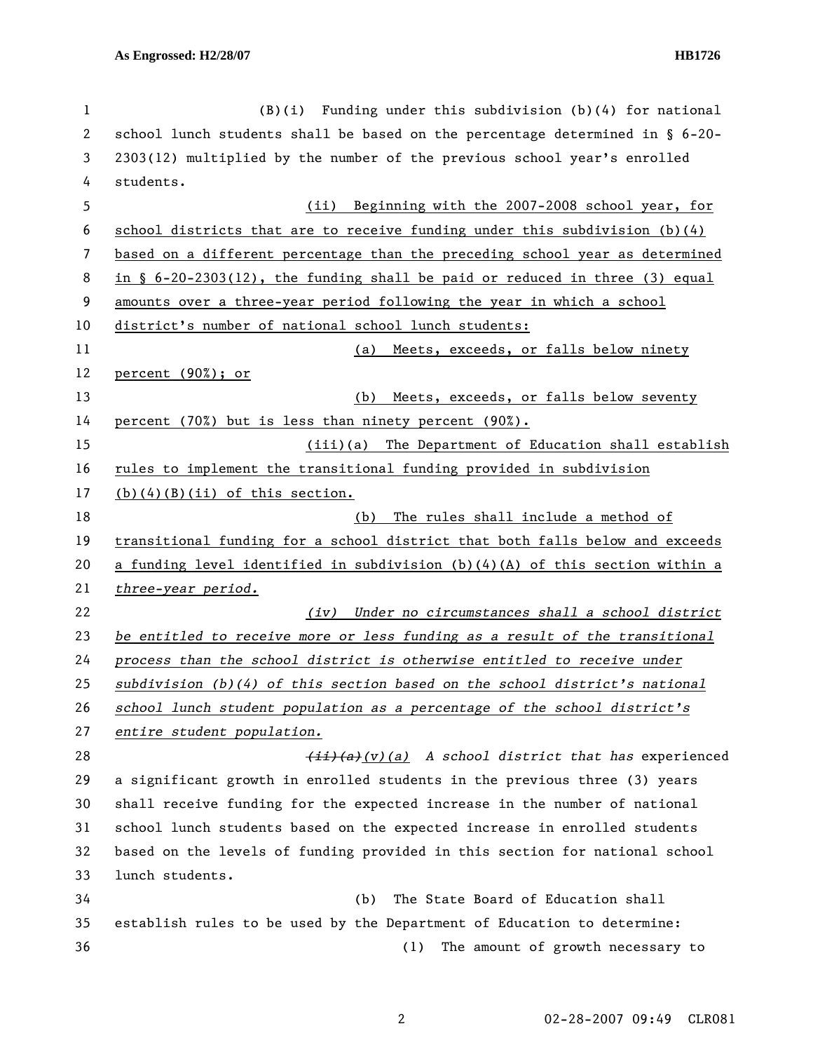(B)(i) Funding under this subdivision (b)(4) for national school lunch students shall be based on the percentage determined in § 6-20-2303(12) multiplied by the number of the previous school year's enrolled students.

(ii) Beginning with the 2007-2008 school year, for school districts that are to receive funding under this subdivision (b)(4) based on a different percentage than the preceding school year as determined in § 6-20-2303(12), the funding shall be paid or reduced in three (3) equal amounts over a three-year period following the year in which a school district's number of national school lunch students:

(a) Meets, exceeds, or falls below ninety percent (90%); or

(b) Meets, exceeds, or falls below seventy percent (70%) but is less than ninety percent (90%).

(iii)(a) The Department of Education shall establish rules to implement the transitional funding provided in subdivision (b)(4)(B)(ii) of this section.

(b) The rules shall include a method of transitional funding for a school district that both falls below and exceeds a funding level identified in subdivision (b)(4)(A) of this section within a *three-year period.*

*(iv) Under no circumstances shall a school district be entitled to receive more or less funding as a result of the transitional process than the school district is otherwise entitled to receive under subdivision (b)(4) of this section based on the school district's national school lunch student population as a percentage of the school district's entire student population.*

~~(ii)(a)~~*(v)(a) A school district that has* experienced a significant growth in enrolled students in the previous three (3) years shall receive funding for the expected increase in the number of national school lunch students based on the expected increase in enrolled students based on the levels of funding provided in this section for national school lunch students.

(b) The State Board of Education shall establish rules to be used by the Department of Education to determine:

(1) The amount of growth necessary to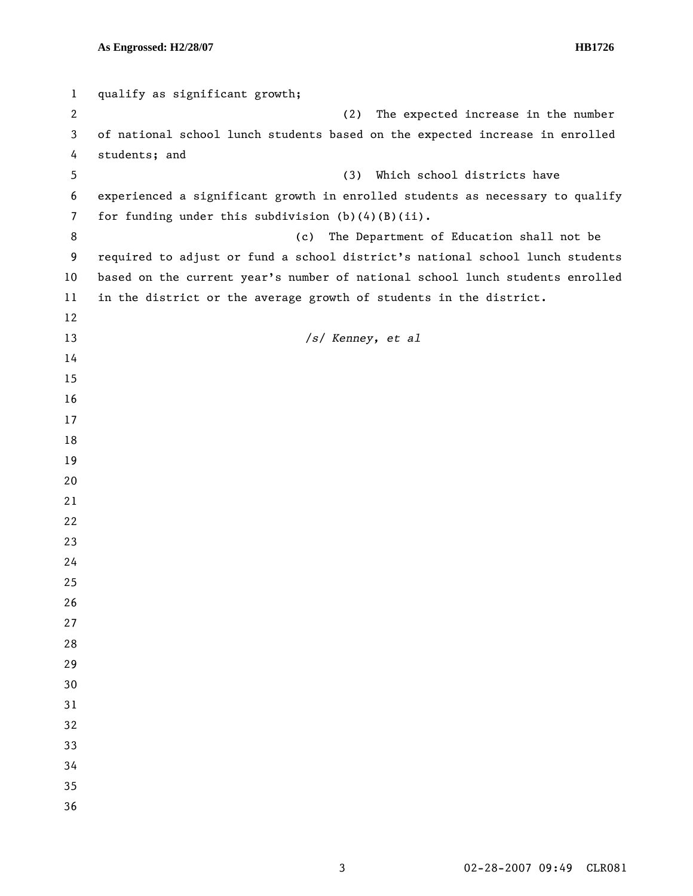qualify as significant growth;

(2) The expected increase in the number of national school lunch students based on the expected increase in enrolled students; and

(3) Which school districts have experienced a significant growth in enrolled students as necessary to qualify for funding under this subdivision (b)(4)(B)(ii).

(c) The Department of Education shall not be required to adjust or fund a school district's national school lunch students based on the current year's number of national school lunch students enrolled in the district or the average growth of students in the district.

*/s/ Kenney, et al*